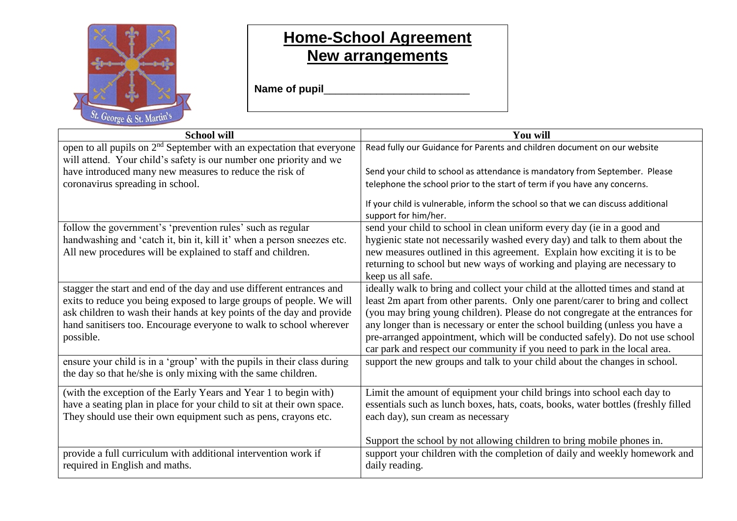# Home-School Agreement
# New arrangements

**Name of pupil**________________________

| School will | You will |
|---|---|
| open to all pupils on 2nd September with an expectation that everyone will attend. Your child's safety is our number one priority and we have introduced many new measures to reduce the risk of coronavirus spreading in school. | Read fully our Guidance for Parents and children document on our website<br><br>Send your child to school as attendance is mandatory from September. Please telephone the school prior to the start of term if you have any concerns.<br><br>If your child is vulnerable, inform the school so that we can discuss additional support for him/her. |
| follow the government's 'prevention rules' such as regular handwashing and 'catch it, bin it, kill it' when a person sneezes etc. All new procedures will be explained to staff and children. | send your child to school in clean uniform every day (ie in a good and hygienic state not necessarily washed every day) and talk to them about the new measures outlined in this agreement. Explain how exciting it is to be returning to school but new ways of working and playing are necessary to keep us all safe. |
| stagger the start and end of the day and use different entrances and exits to reduce you being exposed to large groups of people. We will ask children to wash their hands at key points of the day and provide hand sanitisers too. Encourage everyone to walk to school wherever possible. | ideally walk to bring and collect your child at the allotted times and stand at least 2m apart from other parents. Only one parent/carer to bring and collect (you may bring young children). Please do not congregate at the entrances for any longer than is necessary or enter the school building (unless you have a pre-arranged appointment, which will be conducted safely). Do not use school car park and respect our community if you need to park in the local area. |
| ensure your child is in a 'group' with the pupils in their class during the day so that he/she is only mixing with the same children. | support the new groups and talk to your child about the changes in school. |
| (with the exception of the Early Years and Year 1 to begin with) have a seating plan in place for your child to sit at their own space. They should use their own equipment such as pens, crayons etc. | Limit the amount of equipment your child brings into school each day to essentials such as lunch boxes, hats, coats, books, water bottles (freshly filled each day), sun cream as necessary<br><br>Support the school by not allowing children to bring mobile phones in. |
| provide a full curriculum with additional intervention work if required in English and maths. | support your children with the completion of daily and weekly homework and daily reading. |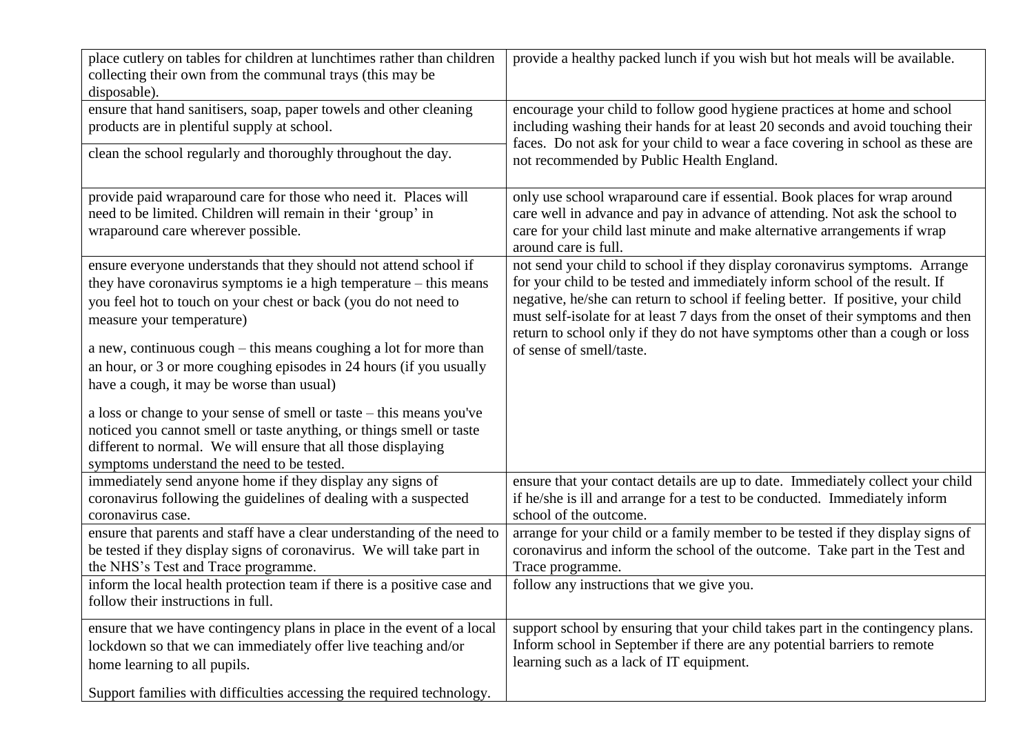| | |
|---|---|
| place cutlery on tables for children at lunchtimes rather than children collecting their own from the communal trays (this may be disposable). | provide a healthy packed lunch if you wish but hot meals will be available. |
| ensure that hand sanitisers, soap, paper towels and other cleaning products are in plentiful supply at school. | encourage your child to follow good hygiene practices at home and school including washing their hands for at least 20 seconds and avoid touching their faces. Do not ask for your child to wear a face covering in school as these are not recommended by Public Health England. |
| clean the school regularly and thoroughly throughout the day. | |
| provide paid wraparound care for those who need it. Places will need to be limited. Children will remain in their 'group' in wraparound care wherever possible. | only use school wraparound care if essential. Book places for wrap around care well in advance and pay in advance of attending. Not ask the school to care for your child last minute and make alternative arrangements if wrap around care is full. |
| ensure everyone understands that they should not attend school if they have coronavirus symptoms ie a high temperature – this means you feel hot to touch on your chest or back (you do not need to measure your temperature)<br><br>a new, continuous cough – this means coughing a lot for more than an hour, or 3 or more coughing episodes in 24 hours (if you usually have a cough, it may be worse than usual)<br><br>a loss or change to your sense of smell or taste – this means you've noticed you cannot smell or taste anything, or things smell or taste different to normal. We will ensure that all those displaying symptoms understand the need to be tested. | not send your child to school if they display coronavirus symptoms. Arrange for your child to be tested and immediately inform school of the result. If negative, he/she can return to school if feeling better. If positive, your child must self-isolate for at least 7 days from the onset of their symptoms and then return to school only if they do not have symptoms other than a cough or loss of sense of smell/taste. |
| immediately send anyone home if they display any signs of coronavirus following the guidelines of dealing with a suspected coronavirus case. | ensure that your contact details are up to date. Immediately collect your child if he/she is ill and arrange for a test to be conducted. Immediately inform school of the outcome. |
| ensure that parents and staff have a clear understanding of the need to be tested if they display signs of coronavirus. We will take part in the NHS's Test and Trace programme. | arrange for your child or a family member to be tested if they display signs of coronavirus and inform the school of the outcome. Take part in the Test and Trace programme. |
| inform the local health protection team if there is a positive case and follow their instructions in full. | follow any instructions that we give you. |
| ensure that we have contingency plans in place in the event of a local lockdown so that we can immediately offer live teaching and/or home learning to all pupils.<br><br>Support families with difficulties accessing the required technology. | support school by ensuring that your child takes part in the contingency plans. Inform school in September if there are any potential barriers to remote learning such as a lack of IT equipment. |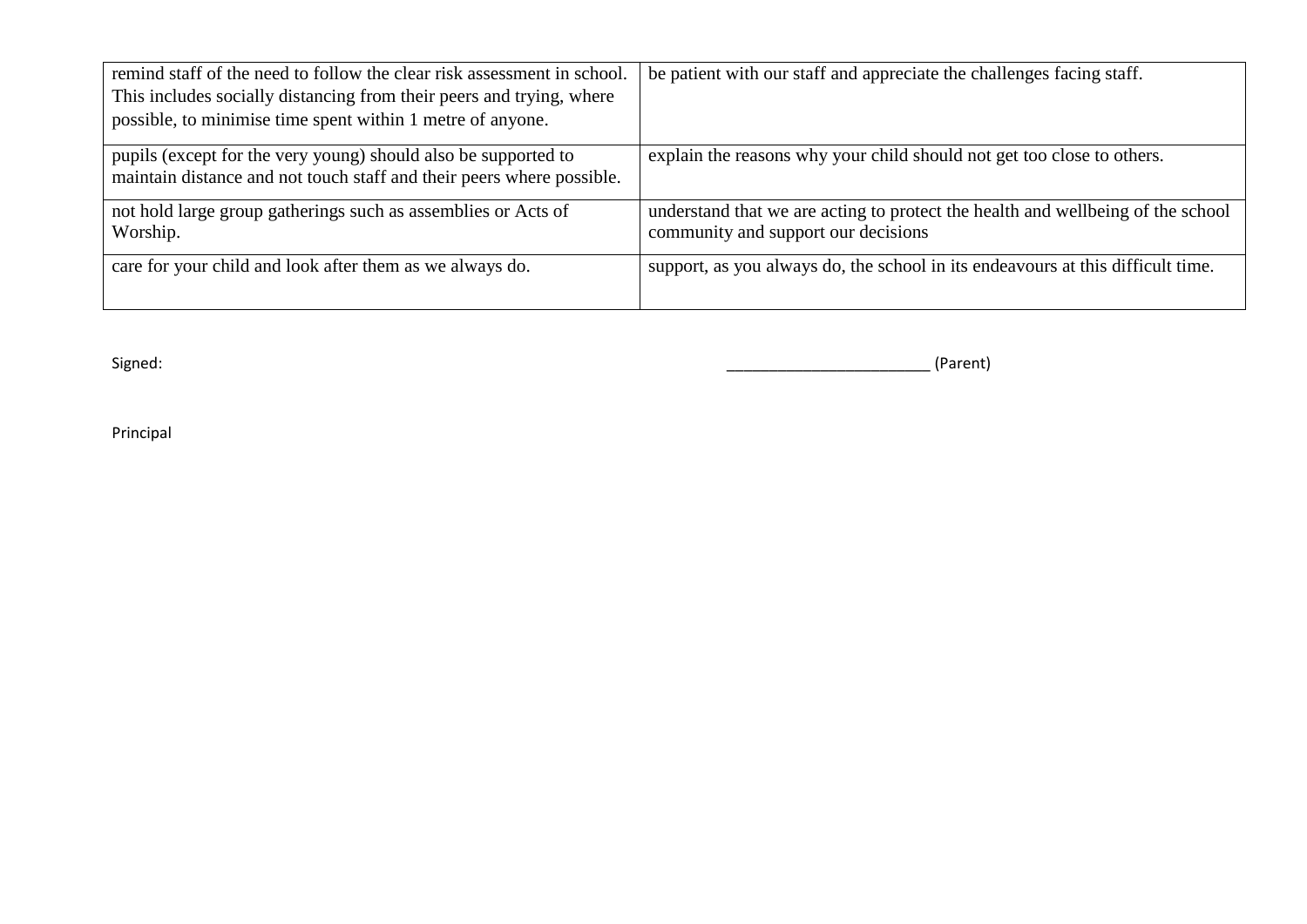| | |
|---|---|
| remind staff of the need to follow the clear risk assessment in school. This includes socially distancing from their peers and trying, where possible, to minimise time spent within 1 metre of anyone. | be patient with our staff and appreciate the challenges facing staff. |
| pupils (except for the very young) should also be supported to maintain distance and not touch staff and their peers where possible. | explain the reasons why your child should not get too close to others. |
| not hold large group gatherings such as assemblies or Acts of Worship. | understand that we are acting to protect the health and wellbeing of the school community and support our decisions |
| care for your child and look after them as we always do. | support, as you always do, the school in its endeavours at this difficult time. |

Signed: ________________________ (Parent)

Principal